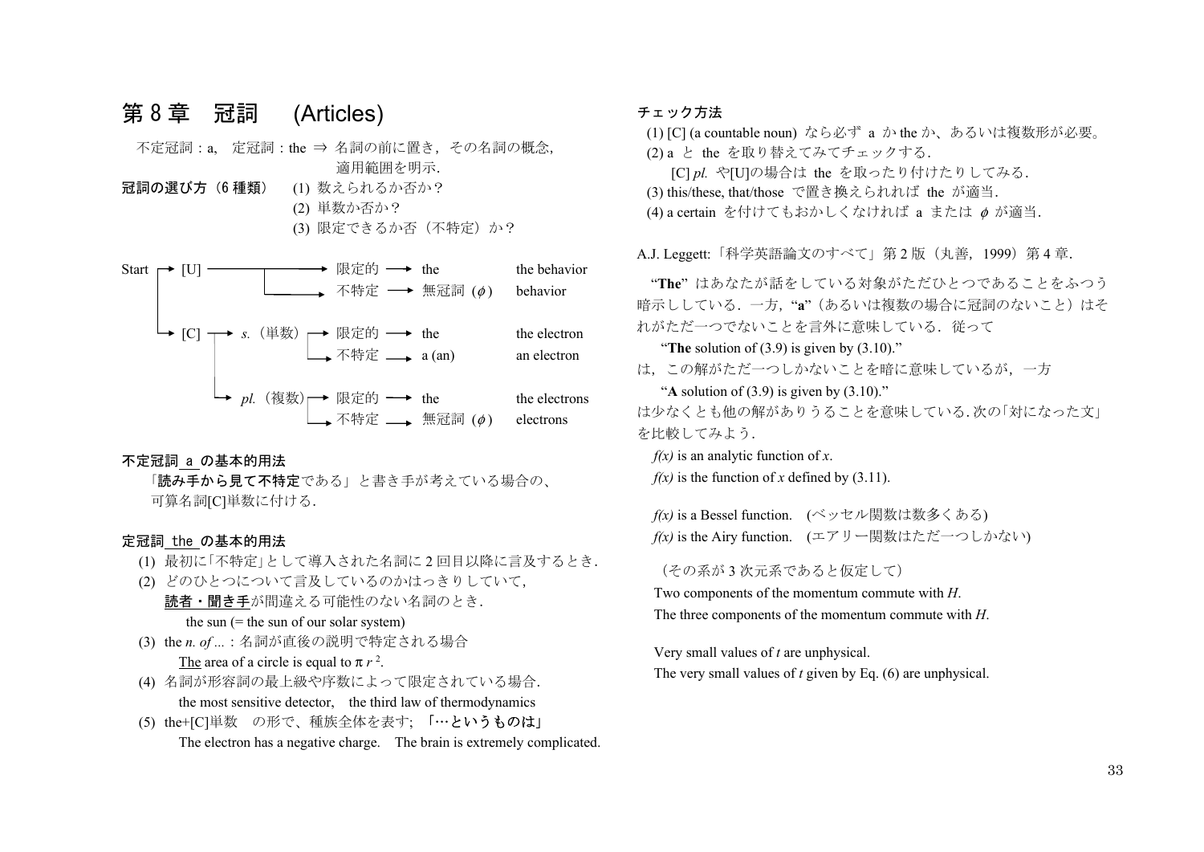# 第 8 章　冠詞　(Articles)

不定冠詞：a,　定冠詞：the ⇒ 名詞の前に置き，その名詞の概念,
適用範囲を明示.

**冠詞の選び方（6 種類）**
(1) 数えられるか否か？
(2) 単数か否か？
(3) 限定できるか否（不特定）か？

| Start | | | | |
|---|---|---|---|---|
| [U] | | 限定的 → | the | the behavior |
| | | 不特定 → | 無冠詞 ($\phi$) | behavior |
| [C] | *s.*（単数） | 限定的 → | the | the electron |
| | | 不特定 → | a (an) | an electron |
| | *pl.*（複数） | 限定的 → | the | the electrons |
| | | 不特定 → | 無冠詞 ($\phi$) | electrons |

**不定冠詞 a の基本的用法**

「**読み手から見て不特定**である」と書き手が考えている場合の、
可算名詞[C]単数に付ける.

**定冠詞 the の基本的用法**

(1) 最初に「不特定」として導入された名詞に 2 回目以降に言及するとき.
(2) どのひとつについて言及しているのかはっきりしていて，
　　読者・聞き手が間違える可能性のない名詞のとき.
　　the sun (= the sun of our solar system)
(3) the *n. of ...*：名詞が直後の説明で特定される場合
　　The area of a circle is equal to $\pi r^2$.
(4) 名詞が形容詞の最上級や序数によって限定されている場合.
　　the most sensitive detector,　the third law of thermodynamics
(5) the+[C]単数　の形で、種族全体を表す;　**「…というものは」**
　　The electron has a negative charge.　The brain is extremely complicated.

**チェック方法**

(1) [C] (a countable noun) なら必ず a か the か、あるいは複数形が必要。
(2) a と the を取り替えてみてチェックする.
　　[C] *pl.* や[U]の場合は the を取ったり付けたりしてみる.
(3) this/these, that/those で置き換えられれば the が適当.
(4) a certain を付けてもおかしくなければ a または $\phi$ が適当.

A.J. Leggett:「科学英語論文のすべて」第 2 版（丸善，1999）第 4 章.

"**The**" はあなたが話をしている対象がただひとつであることをふつう暗示ししている．一方，"**a**"（あるいは複数の場合に冠詞のないこと）はそれがただ一つでないことを言外に意味している．従って

"**The** solution of (3.9) is given by (3.10)."

は，この解がただ一つしかないことを暗に意味しているが，一方

"**A** solution of (3.9) is given by (3.10)."

は少なくとも他の解がありうることを意味している.次の「対になった文」を比較してみよう.

$f(x)$ is an analytic function of $x$.
$f(x)$ is the function of $x$ defined by (3.11).

$f(x)$ is a Bessel function.　(ベッセル関数は数多くある)
$f(x)$ is the Airy function.　(エアリー関数はただ一つしかない)

（その系が 3 次元系であると仮定して）
Two components of the momentum commute with $H$.
The three components of the momentum commute with $H$.

Very small values of $t$ are unphysical.
The very small values of $t$ given by Eq. (6) are unphysical.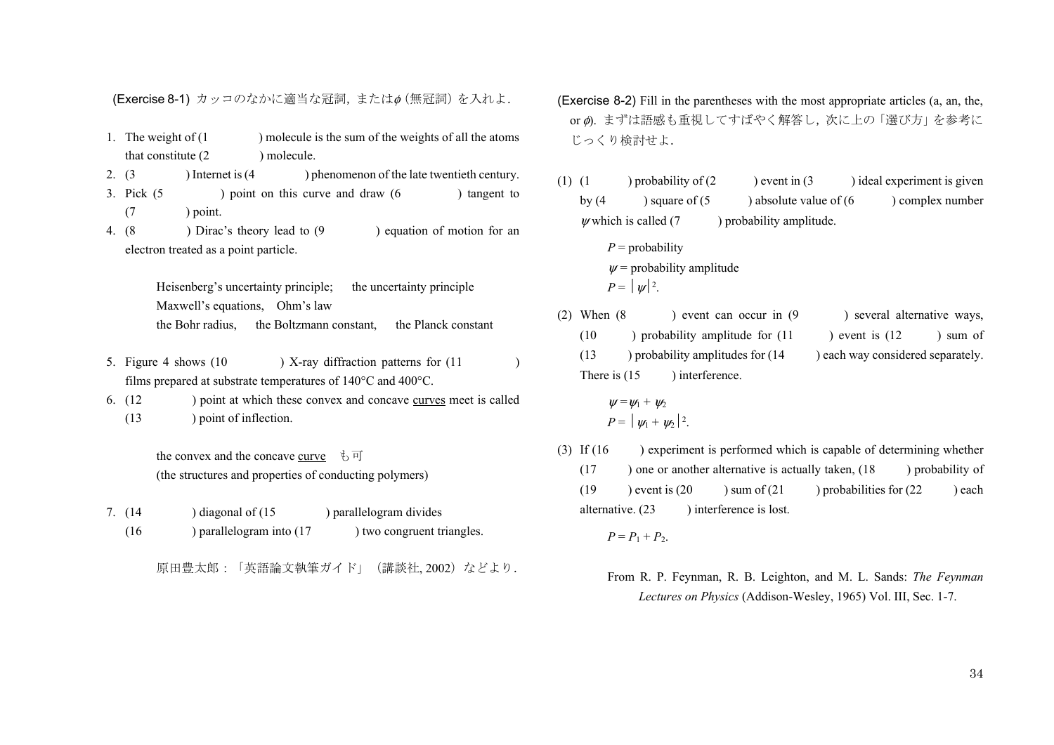(Exercise 8-1) カッコのなかに適当な冠詞，または$\phi$（無冠詞）を入れよ．

1. The weight of (1 　　　) molecule is the sum of the weights of all the atoms that constitute (2 　　　) molecule.
2. (3 　　　) Internet is (4 　　　) phenomenon of the late twentieth century.
3. Pick (5 　　　) point on this curve and draw (6 　　　) tangent to (7 　　　) point.
4. (8 　　　) Dirac's theory lead to (9 　　　) equation of motion for an electron treated as a point particle.

   Heisenberg's uncertainty principle;　the uncertainty principle
   Maxwell's equations,　Ohm's law
   the Bohr radius,　the Boltzmann constant,　the Planck constant

5. Figure 4 shows (10 　　　) X-ray diffraction patterns for (11 　　　) films prepared at substrate temperatures of 140°C and 400°C.
6. (12 　　　) point at which these convex and concave <u>curves</u> meet is called (13 　　　) point of inflection.

   the convex and the concave <u>curve</u>　も可
   (the structures and properties of conducting polymers)

7. (14 　　　) diagonal of (15 　　　) parallelogram divides (16 　　　) parallelogram into (17 　　　) two congruent triangles.

   原田豊太郎：「英語論文執筆ガイド」（講談社, 2002）などより．

(Exercise 8-2) Fill in the parentheses with the most appropriate articles (a, an, the, or $\phi$). まずは語感も重視してすばやく解答し，次に上の「選び方」を参考にじっくり検討せよ．

(1) (1 　　) probability of (2 　　) event in (3 　　) ideal experiment is given by (4 　　) square of (5 　　) absolute value of (6 　　) complex number $\psi$ which is called (7 　　) probability amplitude.

$P$ = probability
$\psi$ = probability amplitude
$P = |\psi|^2.$

(2) When (8 　　) event can occur in (9 　　) several alternative ways, (10 　　) probability amplitude for (11 　　) event is (12 　　) sum of (13 　　) probability amplitudes for (14 　　) each way considered separately. There is (15 　　) interference.

$\psi = \psi_1 + \psi_2$
$P = |\psi_1 + \psi_2|^2.$

(3) If (16 　　) experiment is performed which is capable of determining whether (17 　　) one or another alternative is actually taken, (18 　　) probability of (19 　　) event is (20 　　) sum of (21 　　) probabilities for (22 　　) each alternative. (23 　　) interference is lost.

$P = P_1 + P_2.$

From R. P. Feynman, R. B. Leighton, and M. L. Sands: *The Feynman Lectures on Physics* (Addison-Wesley, 1965) Vol. III, Sec. 1-7.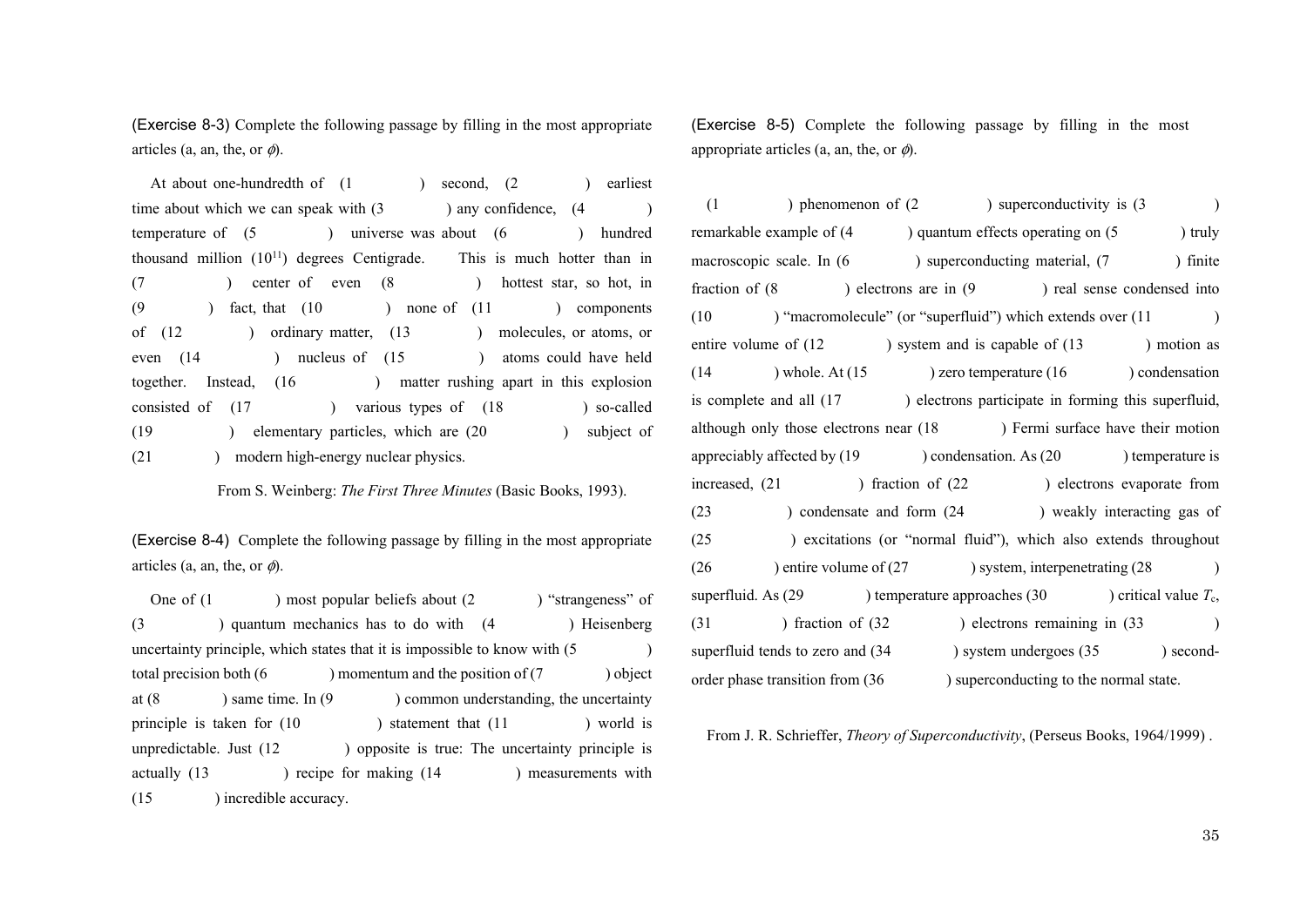(Exercise 8-3) Complete the following passage by filling in the most appropriate articles (a, an, the, or $\phi$).

At about one-hundredth of (1 ) second, (2 ) earliest time about which we can speak with (3 ) any confidence, (4 ) temperature of (5 ) universe was about (6 ) hundred thousand million ($10^{11}$) degrees Centigrade. This is much hotter than in (7 ) center of even (8 ) hottest star, so hot, in (9 ) fact, that (10 ) none of (11 ) components of (12 ) ordinary matter, (13 ) molecules, or atoms, or even (14 ) nucleus of (15 ) atoms could have held together. Instead, (16 ) matter rushing apart in this explosion consisted of (17 ) various types of (18 ) so-called (19 ) elementary particles, which are (20 ) subject of (21 ) modern high-energy nuclear physics.

From S. Weinberg: *The First Three Minutes* (Basic Books, 1993).

(Exercise 8-4) Complete the following passage by filling in the most appropriate articles (a, an, the, or $\phi$).

One of (1 ) most popular beliefs about (2 ) "strangeness" of (3 ) quantum mechanics has to do with (4 ) Heisenberg uncertainty principle, which states that it is impossible to know with (5 ) total precision both (6 ) momentum and the position of (7 ) object at (8 ) same time. In (9 ) common understanding, the uncertainty principle is taken for (10 ) statement that (11 ) world is unpredictable. Just (12 ) opposite is true: The uncertainty principle is actually (13 ) recipe for making (14 ) measurements with (15 ) incredible accuracy.

(Exercise 8-5) Complete the following passage by filling in the most appropriate articles (a, an, the, or $\phi$).

(1 ) phenomenon of (2 ) superconductivity is (3 ) remarkable example of (4 ) quantum effects operating on (5 ) truly macroscopic scale. In (6 ) superconducting material, (7 ) finite fraction of (8 ) electrons are in (9 ) real sense condensed into (10 ) "macromolecule" (or "superfluid") which extends over (11 ) entire volume of (12 ) system and is capable of (13 ) motion as (14 ) whole. At (15 ) zero temperature (16 ) condensation is complete and all (17 ) electrons participate in forming this superfluid, although only those electrons near (18 ) Fermi surface have their motion appreciably affected by (19 ) condensation. As (20 ) temperature is increased, (21 ) fraction of (22 ) electrons evaporate from (23 ) condensate and form (24 ) weakly interacting gas of (25 ) excitations (or "normal fluid"), which also extends throughout (26 ) entire volume of (27 ) system, interpenetrating (28 ) superfluid. As (29 ) temperature approaches (30 ) critical value $T_c$, (31 ) fraction of (32 ) electrons remaining in (33 ) superfluid tends to zero and (34 ) system undergoes (35 ) second-order phase transition from (36 ) superconducting to the normal state.

From J. R. Schrieffer, *Theory of Superconductivity*, (Perseus Books, 1964/1999) .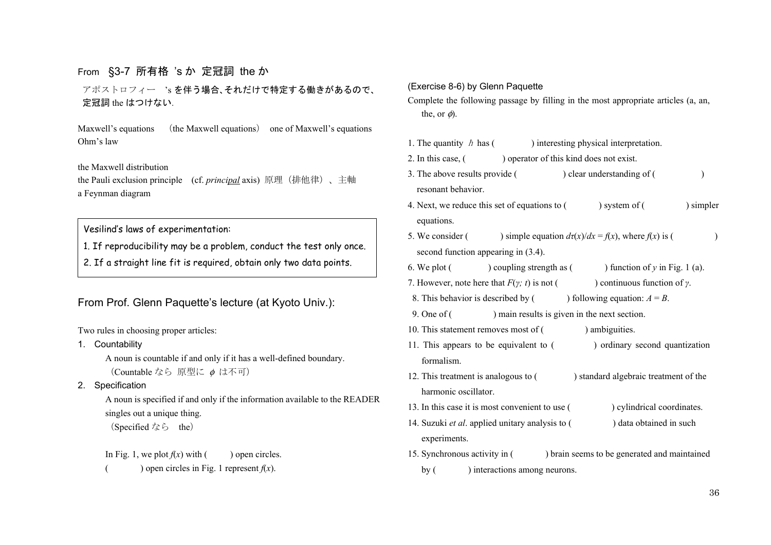### From §3-7 所有格 ’s か 定冠詞 the か

アポストロフィー ’s を伴う場合、それだけで特定する働きがあるので、定冠詞 the はつけない.

Maxwell’s equations （the Maxwell equations） one of Maxwell’s equations
Ohm’s law

the Maxwell distribution
the Pauli exclusion principle (cf. *princip<u>al</u>* axis) 原理（排他律）、主軸
a Feynman diagram

> Vesilind’s laws of experimentation:
>
> 1. If reproducibility may be a problem, conduct the test only once.
> 2. If a straight line fit is required, obtain only two data points.

## From Prof. Glenn Paquette’s lecture (at Kyoto Univ.):

Two rules in choosing proper articles:

1. Countability

   A noun is countable if and only if it has a well-defined boundary.
   （Countable なら 原型に $\phi$ は不可）

2. Specification

   A noun is specified if and only if the information available to the READER singles out a unique thing.
   （Specified なら the）

   In Fig. 1, we plot $f(x)$ with (  ) open circles.
   (  ) open circles in Fig. 1 represent $f(x)$.

(Exercise 8-6) by Glenn Paquette

Complete the following passage by filling in the most appropriate articles (a, an, the, or $\phi$).

1. The quantity $\hbar$ has (  ) interesting physical interpretation.
2. In this case, (  ) operator of this kind does not exist.
3. The above results provide (  ) clear understanding of (  ) resonant behavior.
4. Next, we reduce this set of equations to (  ) system of (  ) simpler equations.
5. We consider (  ) simple equation $d\tau(x)/dx = f(x)$, where $f(x)$ is (  ) second function appearing in (3.4).
6. We plot (  ) coupling strength as (  ) function of $y$ in Fig. 1 (a).
7. However, note here that $F(\gamma; t)$ is not (  ) continuous function of $\gamma$.
8. This behavior is described by (  ) following equation: $A = B$.
9. One of (  ) main results is given in the next section.
10. This statement removes most of (  ) ambiguities.
11. This appears to be equivalent to (  ) ordinary second quantization formalism.
12. This treatment is analogous to (  ) standard algebraic treatment of the harmonic oscillator.
13. In this case it is most convenient to use (  ) cylindrical coordinates.
14. Suzuki *et al*. applied unitary analysis to (  ) data obtained in such experiments.
15. Synchronous activity in (  ) brain seems to be generated and maintained by (  ) interactions among neurons.